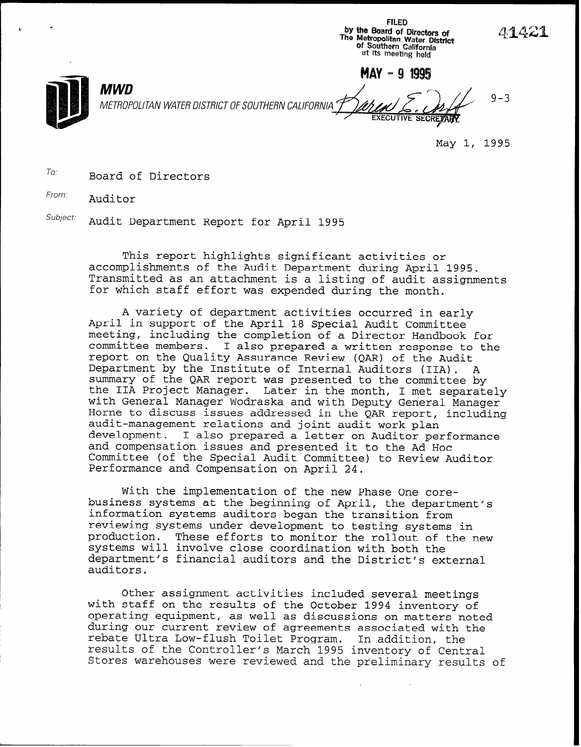FILED
by the Board of Directors of
The Metropolitan Water District
of Southern California
at its meeting held

**MAY - 9 1995**

EXECUTIVE SECRETARY

41421

**MWD**

*METROPOLITAN WATER DISTRICT OF SOUTHERN CALIFORNIA*

9-3

May 1, 1995

*To:* Board of Directors

*From:* Auditor

*Subject:* Audit Department Report for April 1995

This report highlights significant activities or accomplishments of the Audit Department during April 1995. Transmitted as an attachment is a listing of audit assignments for which staff effort was expended during the month.

A variety of department activities occurred in early April in support of the April 18 Special Audit Committee meeting, including the completion of a Director Handbook for committee members. I also prepared a written response to the report on the Quality Assurance Review (QAR) of the Audit Department by the Institute of Internal Auditors (IIA). A summary of the QAR report was presented to the committee by the IIA Project Manager. Later in the month, I met separately with General Manager Wodraska and with Deputy General Manager Horne to discuss issues addressed in the QAR report, including audit-management relations and joint audit work plan development. I also prepared a letter on Auditor performance and compensation issues and presented it to the Ad Hoc Committee (of the Special Audit Committee) to Review Auditor Performance and Compensation on April 24.

With the implementation of the new Phase One core-business systems at the beginning of April, the department's information systems auditors began the transition from reviewing systems under development to testing systems in production. These efforts to monitor the rollout of the new systems will involve close coordination with both the department's financial auditors and the District's external auditors.

Other assignment activities included several meetings with staff on the results of the October 1994 inventory of operating equipment, as well as discussions on matters noted during our current review of agreements associated with the rebate Ultra Low-flush Toilet Program. In addition, the results of the Controller's March 1995 inventory of Central Stores warehouses were reviewed and the preliminary results of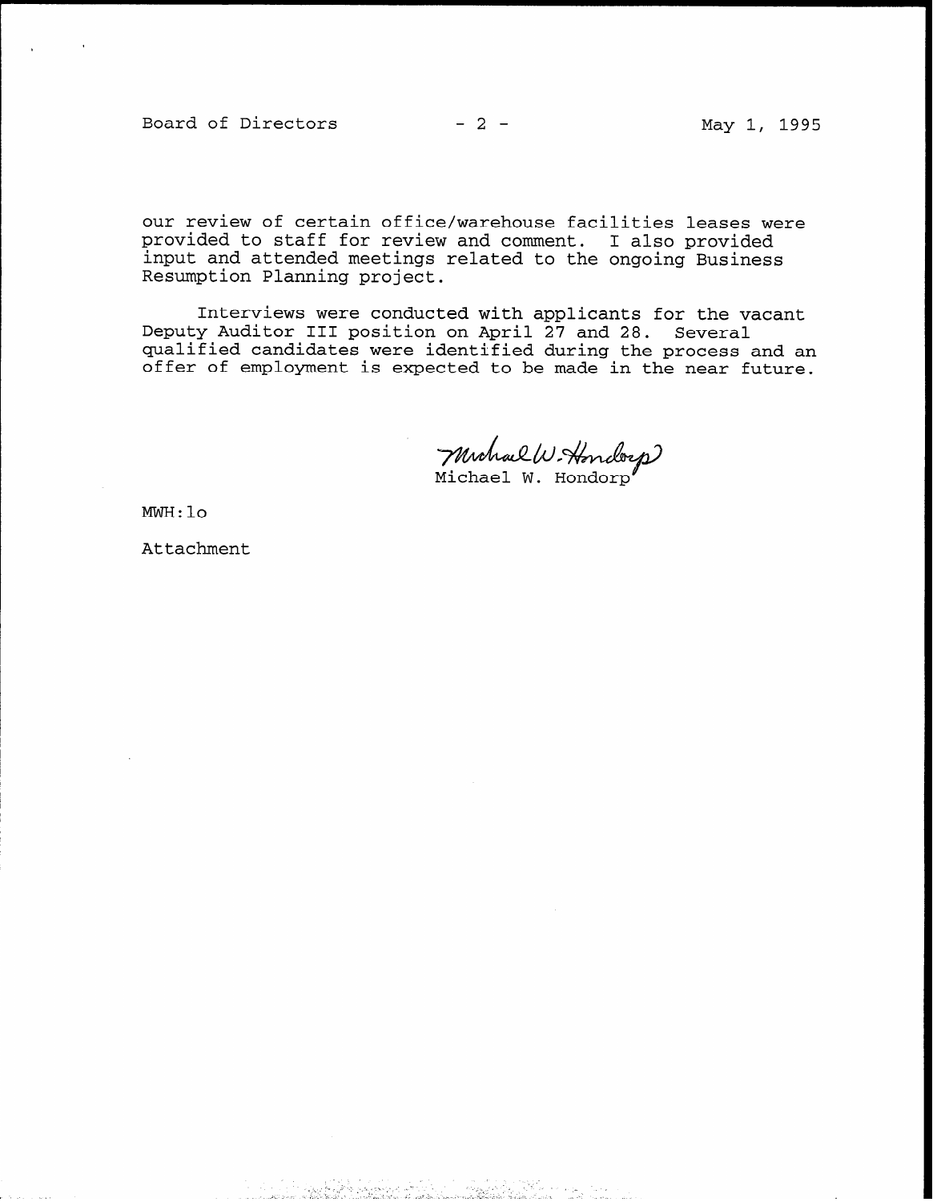our review of certain office/warehouse facilities leases were provided to staff for review and comment. I also provided input and attended meetings related to the ongoing Business Resumption Planning project.

Interviews were conducted with applicants for the vacant Deputy Auditor III position on April 27 and 28. Several qualified candidates were identified during the process and an offer of employment is expected to be made in the near future.

Michael W. Hondorp

MWH:lo

Attachment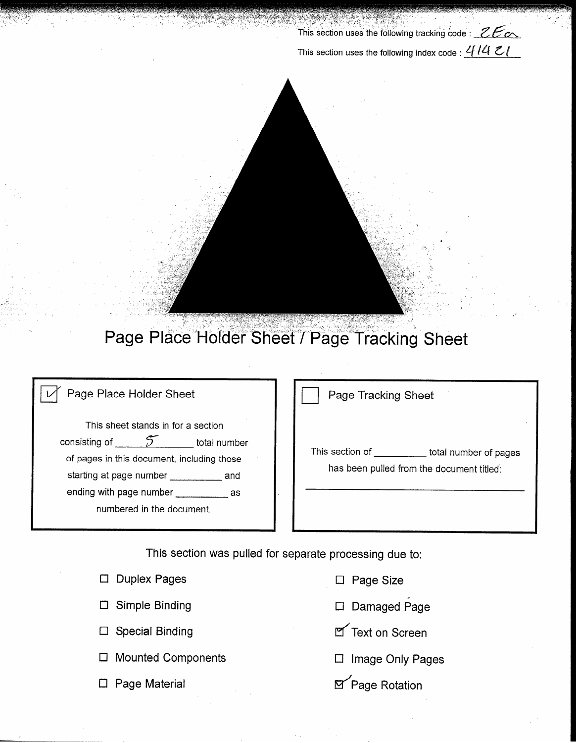This section uses the following tracking code : 2Ea

This section uses the following index code : 41421

# Page Place Holder Sheet / Page Tracking Sheet

☑ **Page Place Holder Sheet**

This sheet stands in for a section consisting of 5 total number of pages in this document, including those starting at page number \_\_\_\_\_\_\_\_ and ending with page number \_\_\_\_\_\_\_\_ as numbered in the document.

☐ **Page Tracking Sheet**

This section of \_\_\_\_\_\_\_\_ total number of pages has been pulled from the document titled:

\_\_\_\_\_\_\_\_\_\_\_\_\_\_\_\_\_\_\_\_\_\_\_\_\_\_\_\_\_\_\_\_

This section was pulled for separate processing due to:

- ☐ Duplex Pages
- ☐ Simple Binding
- ☐ Special Binding
- ☐ Mounted Components
- ☐ Page Material
- ☐ Page Size
- ☐ Damaged Page
- ☑ Text on Screen
- ☐ Image Only Pages
- ☑ Page Rotation